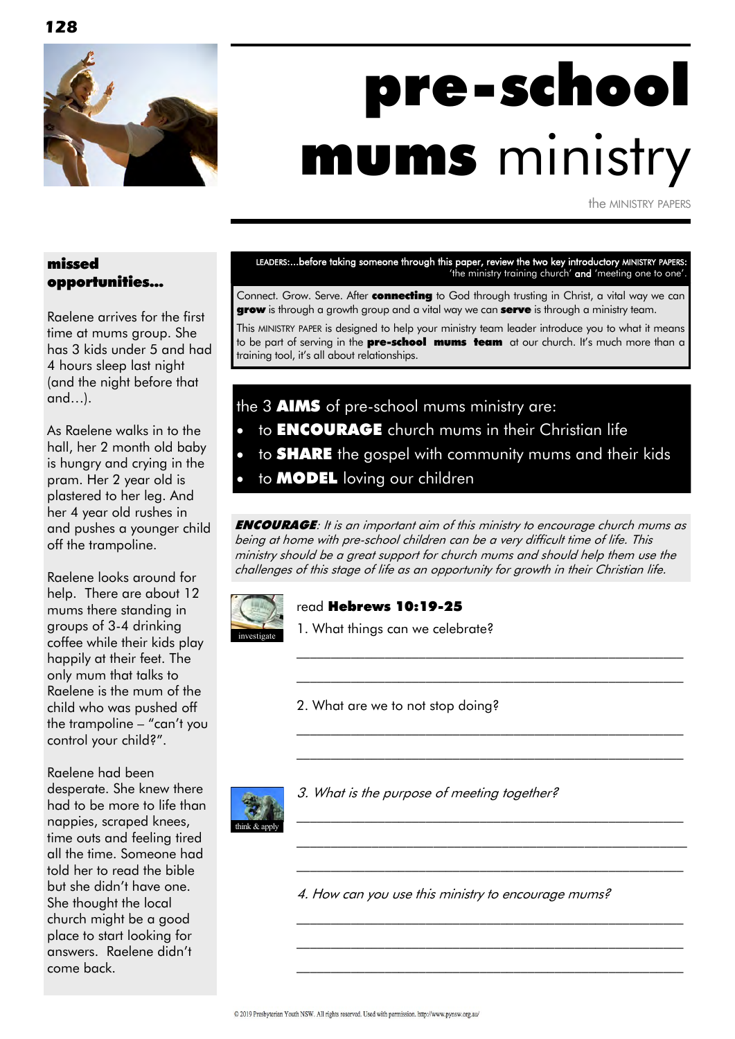# pre-school mums ministry

the MINISTRY PAPERS

## missed opportunities...

Raelene arrives for the first time at mums group. She has 3 kids under 5 and had 4 hours sleep last night (and the night before that and…).

As Raelene walks in to the hall, her 2 month old baby is hungry and crying in the pram. Her 2 year old is plastered to her leg. And her 4 year old rushes in and pushes a younger child off the trampoline.

Raelene looks around for help. There are about 12 mums there standing in groups of 3-4 drinking coffee while their kids play happily at their feet. The only mum that talks to Raelene is the mum of the child who was pushed off the trampoline – "can't you control your child?".

Raelene had been desperate. She knew there had to be more to life than nappies, scraped knees, time outs and feeling tired all the time. Someone had told her to read the bible but she didn't have one. She thought the local church might be a good place to start looking for answers. Raelene didn't come back.

---

LEADERS:...before taking someone through this paper, review the two key introductory MINISTRY PAPERS: 'the ministry training church' **and** 'meeting one to one'.

Connect. Grow. Serve. After **connecting** to God through trusting in Christ, a vital way we can **grow** is through a growth group and a vital way we can **serve** is through a ministry team.

This MINISTRY PAPER is designed to help your ministry team leader introduce you to what it means to be part of serving in the **pre-school mums team** at our church. It's much more than a training tool, it's all about relationships.

## the 3 AIMS of pre-school mums ministry are:

- to **ENCOURAGE** church mums in their Christian life
- to **SHARE** the gospel with community mums and their kids
- to **MODEL** loving our children

***ENCOURAGE**: It is an important aim of this ministry to encourage church mums as being at home with pre-school children can be a very difficult time of life. This ministry should be a great support for church mums and should help them use the challenges of this stage of life as an opportunity for growth in their Christian life.*

investigate

read **Hebrews 10:19-25**

1. What things can we celebrate?

______________________________________________

______________________________________________

2. What are we to not stop doing?

______________________________________________

______________________________________________

think & apply

*3. What is the purpose of meeting together?*

______________________________________________

______________________________________________

______________________________________________

*4. How can you use this ministry to encourage mums?*

______________________________________________

______________________________________________

______________________________________________

© 2019 Presbyterian Youth NSW. All rights reserved. Used with permission. http://www.pynsw.org.au/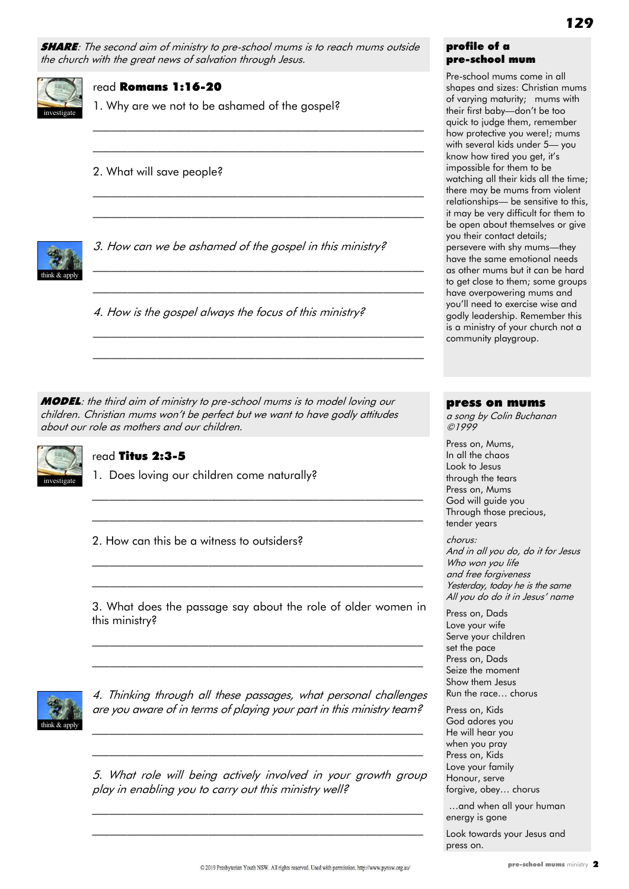***SHARE***: *The second aim of ministry to pre-school mums is to reach mums outside the church with the great news of salvation through Jesus.*

investigate

read **Romans 1:16-20**

1. Why are we not to be ashamed of the gospel?

2. What will save people?

think & apply

*3. How can we be ashamed of the gospel in this ministry?*

*4. How is the gospel always the focus of this ministry?*

## profile of a pre-school mum

Pre-school mums come in all shapes and sizes: Christian mums of varying maturity; mums with their first baby—don't be too quick to judge them, remember how protective you were!; mums with several kids under 5— you know how tired you get, it's impossible for them to be watching all their kids all the time; there may be mums from violent relationships— be sensitive to this, it may be very difficult for them to be open about themselves or give you their contact details; persevere with shy mums—they have the same emotional needs as other mums but it can be hard to get close to them; some groups have overpowering mums and you'll need to exercise wise and godly leadership. Remember this is a ministry of your church not a community playgroup.

***MODEL***: *the third aim of ministry to pre-school mums is to model loving our children. Christian mums won't be perfect but we want to have godly attitudes about our role as mothers and our children.*

investigate

read **Titus 2:3-5**

1. Does loving our children come naturally?

2. How can this be a witness to outsiders?

3. What does the passage say about the role of older women in this ministry?

think & apply

*4. Thinking through all these passages, what personal challenges are you aware of in terms of playing your part in this ministry team?*

*5. What role will being actively involved in your growth group play in enabling you to carry out this ministry well?*

## press on mums

*a song by Colin Buchanan ©1999*

Press on, Mums,
In all the chaos
Look to Jesus
through the tears
Press on, Mums
God will guide you
Through those precious,
tender years

*chorus:*
*And in all you do, do it for Jesus*
*Who won you life*
*and free forgiveness*
*Yesterday, today he is the same*
*All you do do it in Jesus' name*

Press on, Dads
Love your wife
Serve your children
set the pace
Press on, Dads
Seize the moment
Show them Jesus
Run the race… chorus

Press on, Kids
God adores you
He will hear you
when you pray
Press on, Kids
Love your family
Honour, serve
forgive, obey… chorus

…and when all your human energy is gone

Look towards your Jesus and press on.

© 2019 Presbyterian Youth NSW. All rights reserved. Used with permission. http://www.pynsw.org.au/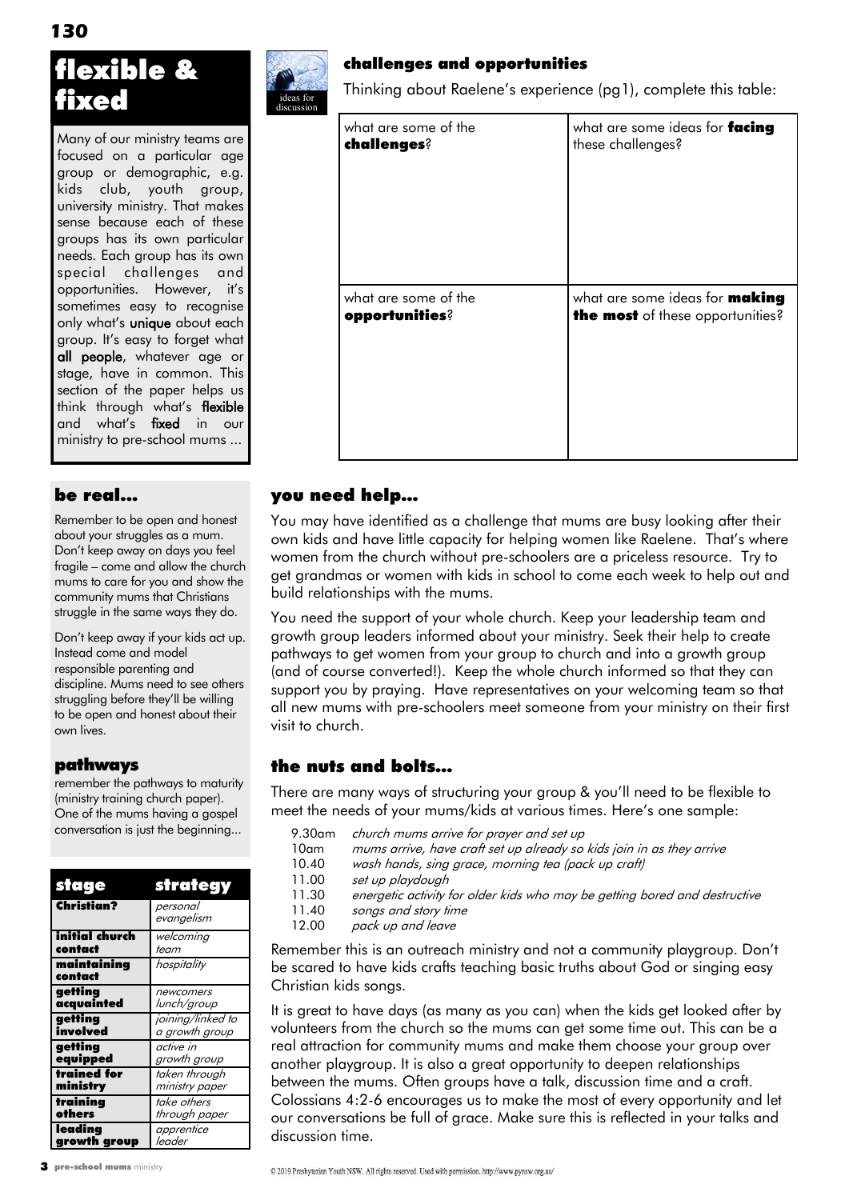# flexible & fixed

Many of our ministry teams are focused on a particular age group or demographic, e.g. kids club, youth group, university ministry. That makes sense because each of these groups has its own particular needs. Each group has its own special challenges and opportunities. However, it's sometimes easy to recognise only what's **unique** about each group. It's easy to forget what **all people**, whatever age or stage, have in common. This section of the paper helps us think through what's **flexible** and what's **fixed** in our ministry to pre-school mums ...

## challenges and opportunities

ideas for discussion

Thinking about Raelene's experience (pg1), complete this table:

| what are some of the **challenges**? | what are some ideas for **facing** these challenges? |
|---|---|
| | |
| what are some of the **opportunities**? | what are some ideas for **making the most** of these opportunities? |
| | |

## be real...

Remember to be open and honest about your struggles as a mum. Don't keep away on days you feel fragile – come and allow the church mums to care for you and show the community mums that Christians struggle in the same ways they do.

Don't keep away if your kids act up. Instead come and model responsible parenting and discipline. Mums need to see others struggling before they'll be willing to be open and honest about their own lives.

## pathways

remember the pathways to maturity (ministry training church paper). One of the mums having a gospel conversation is just the beginning...

| stage | strategy |
|---|---|
| **Christian?** | *personal evangelism* |
| **initial church contact** | *welcoming team* |
| **maintaining contact** | *hospitality* |
| **getting acquainted** | *newcomers lunch/group* |
| **getting involved** | *joining/linked to a growth group* |
| **getting equipped** | *active in growth group* |
| **trained for ministry** | *taken through ministry paper* |
| **training others** | *take others through paper* |
| **leading growth group** | *apprentice leader* |

## you need help...

You may have identified as a challenge that mums are busy looking after their own kids and have little capacity for helping women like Raelene. That's where women from the church without pre-schoolers are a priceless resource. Try to get grandmas or women with kids in school to come each week to help out and build relationships with the mums.

You need the support of your whole church. Keep your leadership team and growth group leaders informed about your ministry. Seek their help to create pathways to get women from your group to church and into a growth group (and of course converted!). Keep the whole church informed so that they can support you by praying. Have representatives on your welcoming team so that all new mums with pre-schoolers meet someone from your ministry on their first visit to church.

## the nuts and bolts...

There are many ways of structuring your group & you'll need to be flexible to meet the needs of your mums/kids at various times. Here's one sample:

- 9.30am *church mums arrive for prayer and set up*
- 10am *mums arrive, have craft set up already so kids join in as they arrive*
- 10.40 *wash hands, sing grace, morning tea (pack up craft)*
- 11.00 *set up playdough*
- 11.30 *energetic activity for older kids who may be getting bored and destructive*
- 11.40 *songs and story time*
- 12.00 *pack up and leave*

Remember this is an outreach ministry and not a community playgroup. Don't be scared to have kids crafts teaching basic truths about God or singing easy Christian kids songs.

It is great to have days (as many as you can) when the kids get looked after by volunteers from the church so the mums can get some time out. This can be a real attraction for community mums and make them choose your group over another playgroup. It is also a great opportunity to deepen relationships between the mums. Often groups have a talk, discussion time and a craft. Colossians 4:2-6 encourages us to make the most of every opportunity and let our conversations be full of grace. Make sure this is reflected in your talks and discussion time.

© 2019 Presbyterian Youth NSW. All rights reserved. Used with permission. http://www.pynsw.org.au/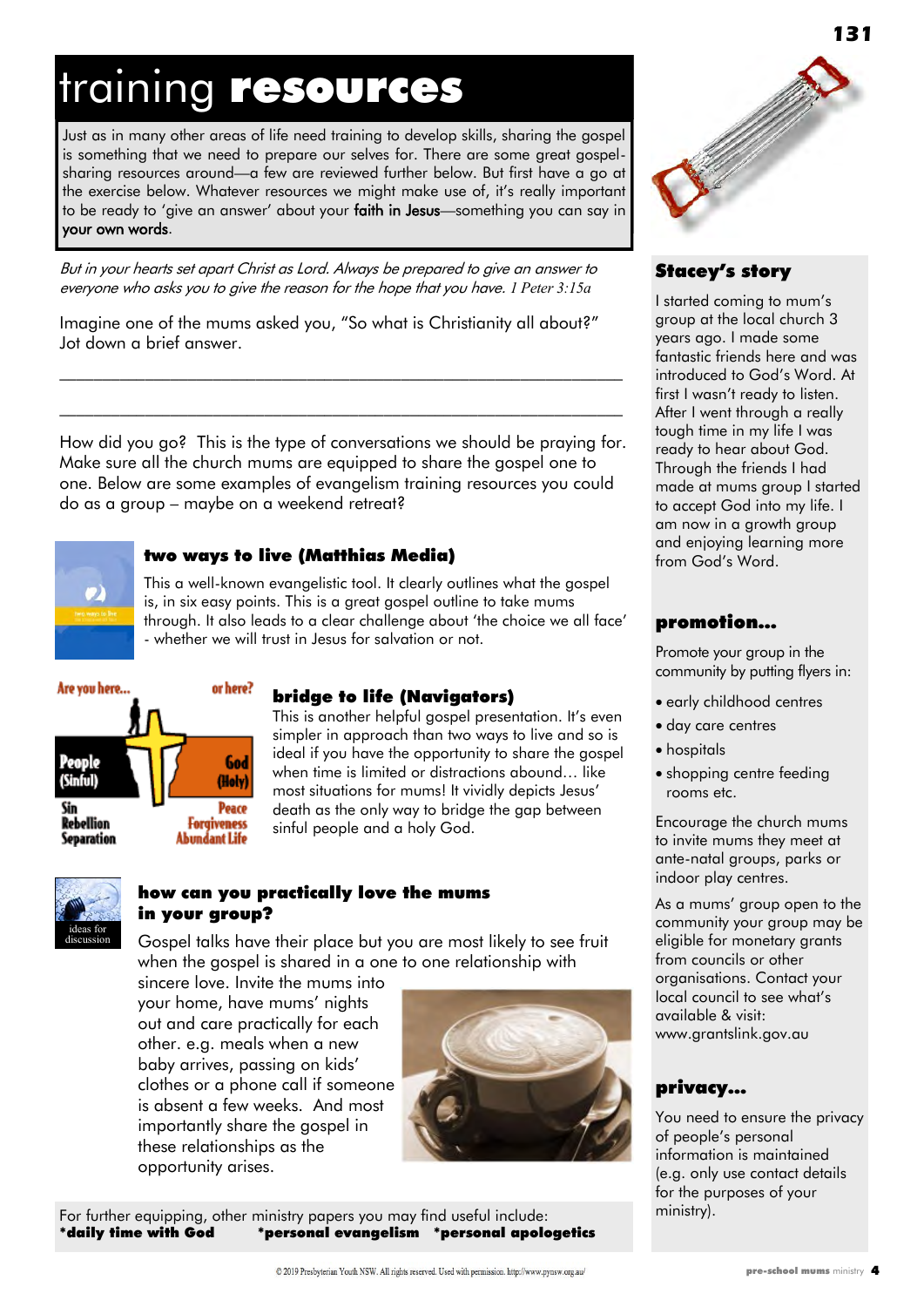# training **resources**

Just as in many other areas of life need training to develop skills, sharing the gospel is something that we need to prepare our selves for. There are some great gospel-sharing resources around—a few are reviewed further below. But first have a go at the exercise below. Whatever resources we might make use of, it's really important to be ready to 'give an answer' about your **faith in Jesus**—something you can say in **your own words**.

*But in your hearts set apart Christ as Lord. Always be prepared to give an answer to everyone who asks you to give the reason for the hope that you have. 1 Peter 3:15a*

Imagine one of the mums asked you, "So what is Christianity all about?" Jot down a brief answer.

\_\_\_\_\_\_\_\_\_\_\_\_\_\_\_\_\_\_\_\_\_\_\_\_\_\_\_\_\_\_\_\_\_\_\_\_\_\_\_\_\_\_\_\_\_\_\_\_\_\_\_\_\_\_\_\_\_\_\_\_

\_\_\_\_\_\_\_\_\_\_\_\_\_\_\_\_\_\_\_\_\_\_\_\_\_\_\_\_\_\_\_\_\_\_\_\_\_\_\_\_\_\_\_\_\_\_\_\_\_\_\_\_\_\_\_\_\_\_\_\_

How did you go? This is the type of conversations we should be praying for. Make sure all the church mums are equipped to share the gospel one to one. Below are some examples of evangelism training resources you could do as a group – maybe on a weekend retreat?

### two ways to live (Matthias Media)

This a well-known evangelistic tool. It clearly outlines what the gospel is, in six easy points. This is a great gospel outline to take mums through. It also leads to a clear challenge about 'the choice we all face' - whether we will trust in Jesus for salvation or not.

Are you here... or here?

People (Sinful) God (Holy)

Sin Rebellion Separation

Peace Forgiveness Abundant Life

### bridge to life (Navigators)

This is another helpful gospel presentation. It's even simpler in approach than two ways to live and so is ideal if you have the opportunity to share the gospel when time is limited or distractions abound… like most situations for mums! It vividly depicts Jesus' death as the only way to bridge the gap between sinful people and a holy God.

ideas for discussion

### how can you practically love the mums in your group?

Gospel talks have their place but you are most likely to see fruit when the gospel is shared in a one to one relationship with sincere love. Invite the mums into your home, have mums' nights out and care practically for each other. e.g. meals when a new baby arrives, passing on kids' clothes or a phone call if someone is absent a few weeks. And most importantly share the gospel in these relationships as the opportunity arises.

For further equipping, other ministry papers you may find useful include:
**\*daily time with God \*personal evangelism \*personal apologetics**

### Stacey's story

I started coming to mum's group at the local church 3 years ago. I made some fantastic friends here and was introduced to God's Word. At first I wasn't ready to listen. After I went through a really tough time in my life I was ready to hear about God. Through the friends I had made at mums group I started to accept God into my life. I am now in a growth group and enjoying learning more from God's Word.

### promotion...

Promote your group in the community by putting flyers in:

- early childhood centres
- day care centres
- hospitals
- shopping centre feeding rooms etc.

Encourage the church mums to invite mums they meet at ante-natal groups, parks or indoor play centres.

As a mums' group open to the community your group may be eligible for monetary grants from councils or other organisations. Contact your local council to see what's available & visit: www.grantslink.gov.au

### privacy...

You need to ensure the privacy of people's personal information is maintained (e.g. only use contact details for the purposes of your ministry).

© 2019 Presbyterian Youth NSW. All rights reserved. Used with permission. http://www.pynsw.org.au/